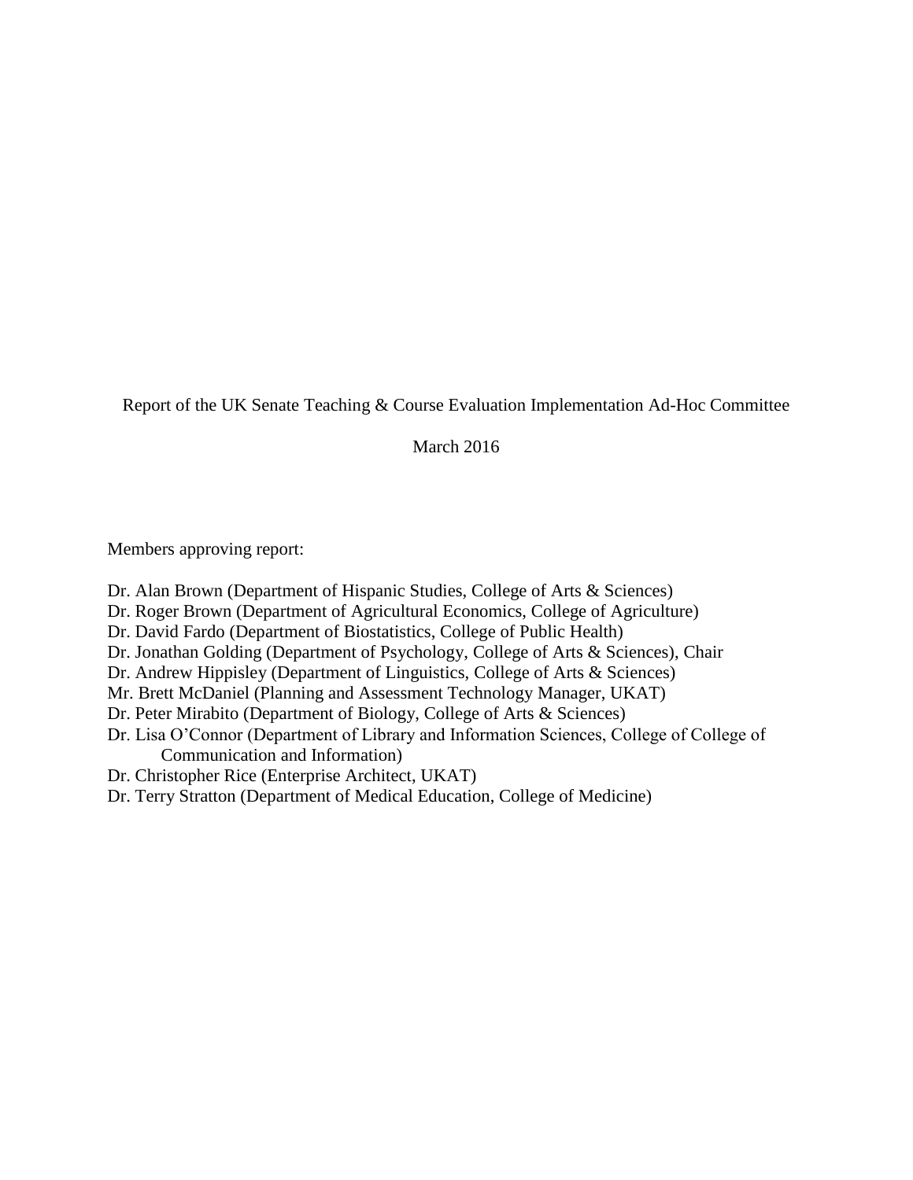Report of the UK Senate Teaching & Course Evaluation Implementation Ad-Hoc Committee

March 2016

Members approving report:

Dr. Alan Brown (Department of Hispanic Studies, College of Arts & Sciences)
Dr. Roger Brown (Department of Agricultural Economics, College of Agriculture)
Dr. David Fardo (Department of Biostatistics, College of Public Health)
Dr. Jonathan Golding (Department of Psychology, College of Arts & Sciences), Chair
Dr. Andrew Hippisley (Department of Linguistics, College of Arts & Sciences)
Mr. Brett McDaniel (Planning and Assessment Technology Manager, UKAT)
Dr. Peter Mirabito (Department of Biology, College of Arts & Sciences)
Dr. Lisa O'Connor (Department of Library and Information Sciences, College of College of Communication and Information)
Dr. Christopher Rice (Enterprise Architect, UKAT)
Dr. Terry Stratton (Department of Medical Education, College of Medicine)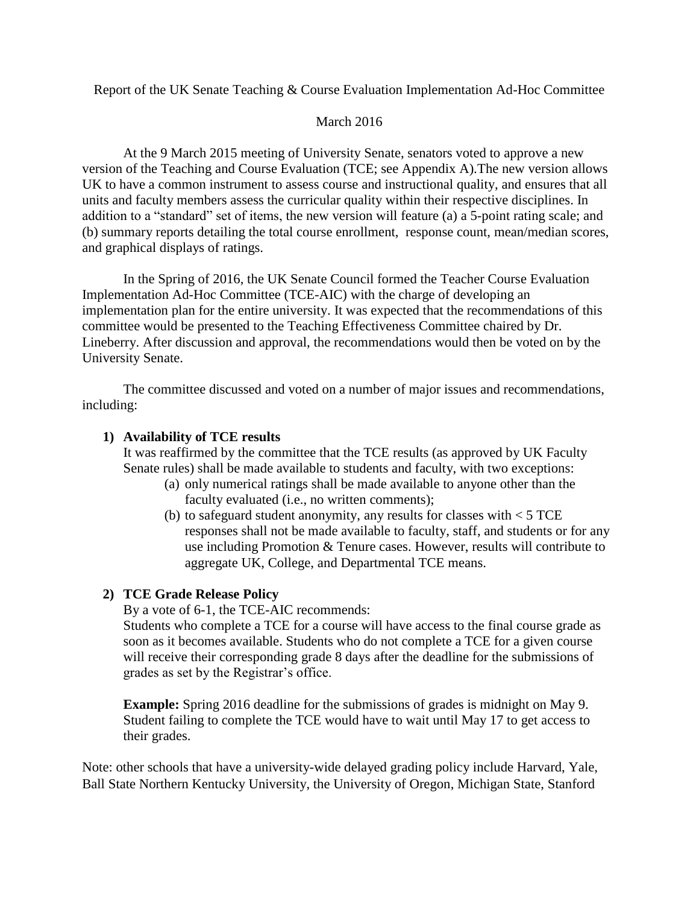Report of the UK Senate Teaching & Course Evaluation Implementation Ad-Hoc Committee

March 2016

At the 9 March 2015 meeting of University Senate, senators voted to approve a new version of the Teaching and Course Evaluation (TCE; see Appendix A).The new version allows UK to have a common instrument to assess course and instructional quality, and ensures that all units and faculty members assess the curricular quality within their respective disciplines. In addition to a "standard" set of items, the new version will feature (a) a 5-point rating scale; and (b) summary reports detailing the total course enrollment, response count, mean/median scores, and graphical displays of ratings.

In the Spring of 2016, the UK Senate Council formed the Teacher Course Evaluation Implementation Ad-Hoc Committee (TCE-AIC) with the charge of developing an implementation plan for the entire university. It was expected that the recommendations of this committee would be presented to the Teaching Effectiveness Committee chaired by Dr. Lineberry. After discussion and approval, the recommendations would then be voted on by the University Senate.

The committee discussed and voted on a number of major issues and recommendations, including:

**1) Availability of TCE results**

It was reaffirmed by the committee that the TCE results (as approved by UK Faculty Senate rules) shall be made available to students and faculty, with two exceptions:

(a) only numerical ratings shall be made available to anyone other than the faculty evaluated (i.e., no written comments);

(b) to safeguard student anonymity, any results for classes with < 5 TCE responses shall not be made available to faculty, staff, and students or for any use including Promotion & Tenure cases. However, results will contribute to aggregate UK, College, and Departmental TCE means.

**2) TCE Grade Release Policy**

By a vote of 6-1, the TCE-AIC recommends:

Students who complete a TCE for a course will have access to the final course grade as soon as it becomes available. Students who do not complete a TCE for a given course will receive their corresponding grade 8 days after the deadline for the submissions of grades as set by the Registrar's office.

**Example:** Spring 2016 deadline for the submissions of grades is midnight on May 9. Student failing to complete the TCE would have to wait until May 17 to get access to their grades.

Note: other schools that have a university-wide delayed grading policy include Harvard, Yale, Ball State Northern Kentucky University, the University of Oregon, Michigan State, Stanford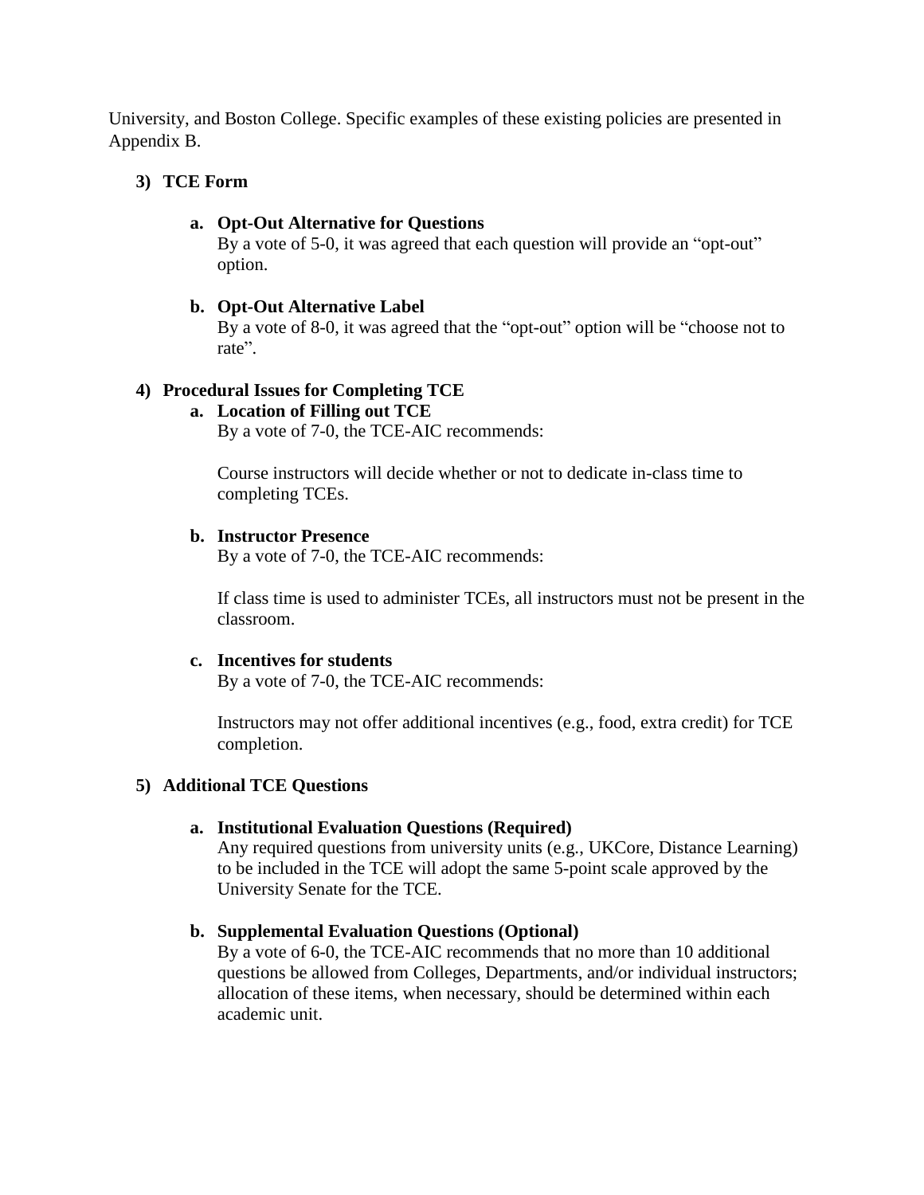University, and Boston College. Specific examples of these existing policies are presented in Appendix B.

3) **TCE Form**

   a. **Opt-Out Alternative for Questions**
      By a vote of 5-0, it was agreed that each question will provide an "opt-out" option.

   b. **Opt-Out Alternative Label**
      By a vote of 8-0, it was agreed that the "opt-out" option will be "choose not to rate".

4) **Procedural Issues for Completing TCE**

   a. **Location of Filling out TCE**
      By a vote of 7-0, the TCE-AIC recommends:

      Course instructors will decide whether or not to dedicate in-class time to completing TCEs.

   b. **Instructor Presence**
      By a vote of 7-0, the TCE-AIC recommends:

      If class time is used to administer TCEs, all instructors must not be present in the classroom.

   c. **Incentives for students**
      By a vote of 7-0, the TCE-AIC recommends:

      Instructors may not offer additional incentives (e.g., food, extra credit) for TCE completion.

5) **Additional TCE Questions**

   a. **Institutional Evaluation Questions (Required)**
      Any required questions from university units (e.g., UKCore, Distance Learning) to be included in the TCE will adopt the same 5-point scale approved by the University Senate for the TCE.

   b. **Supplemental Evaluation Questions (Optional)**
      By a vote of 6-0, the TCE-AIC recommends that no more than 10 additional questions be allowed from Colleges, Departments, and/or individual instructors; allocation of these items, when necessary, should be determined within each academic unit.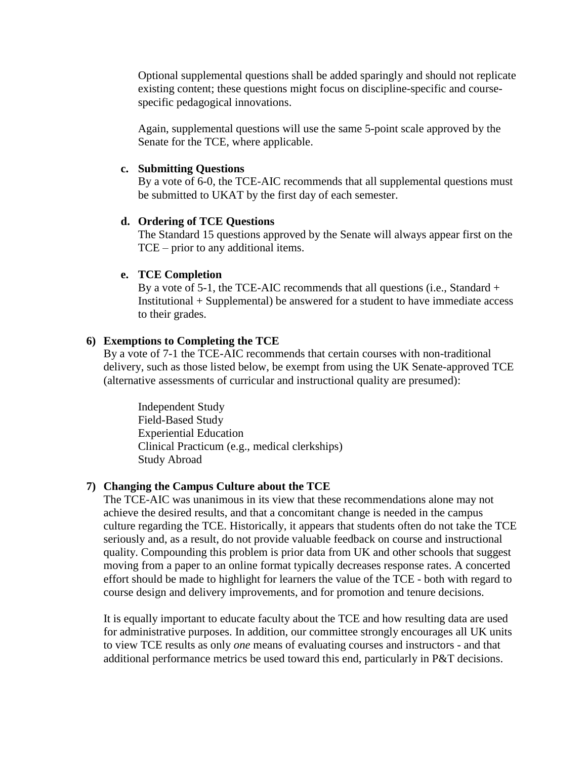Optional supplemental questions shall be added sparingly and should not replicate existing content; these questions might focus on discipline-specific and course-specific pedagogical innovations.

Again, supplemental questions will use the same 5-point scale approved by the Senate for the TCE, where applicable.

**c. Submitting Questions**

By a vote of 6-0, the TCE-AIC recommends that all supplemental questions must be submitted to UKAT by the first day of each semester.

**d. Ordering of TCE Questions**

The Standard 15 questions approved by the Senate will always appear first on the TCE – prior to any additional items.

**e. TCE Completion**

By a vote of 5-1, the TCE-AIC recommends that all questions (i.e., Standard + Institutional + Supplemental) be answered for a student to have immediate access to their grades.

**6) Exemptions to Completing the TCE**

By a vote of 7-1 the TCE-AIC recommends that certain courses with non-traditional delivery, such as those listed below, be exempt from using the UK Senate-approved TCE (alternative assessments of curricular and instructional quality are presumed):

- Independent Study
- Field-Based Study
- Experiential Education
- Clinical Practicum (e.g., medical clerkships)
- Study Abroad

**7) Changing the Campus Culture about the TCE**

The TCE-AIC was unanimous in its view that these recommendations alone may not achieve the desired results, and that a concomitant change is needed in the campus culture regarding the TCE. Historically, it appears that students often do not take the TCE seriously and, as a result, do not provide valuable feedback on course and instructional quality. Compounding this problem is prior data from UK and other schools that suggest moving from a paper to an online format typically decreases response rates. A concerted effort should be made to highlight for learners the value of the TCE - both with regard to course design and delivery improvements, and for promotion and tenure decisions.

It is equally important to educate faculty about the TCE and how resulting data are used for administrative purposes. In addition, our committee strongly encourages all UK units to view TCE results as only *one* means of evaluating courses and instructors - and that additional performance metrics be used toward this end, particularly in P&T decisions.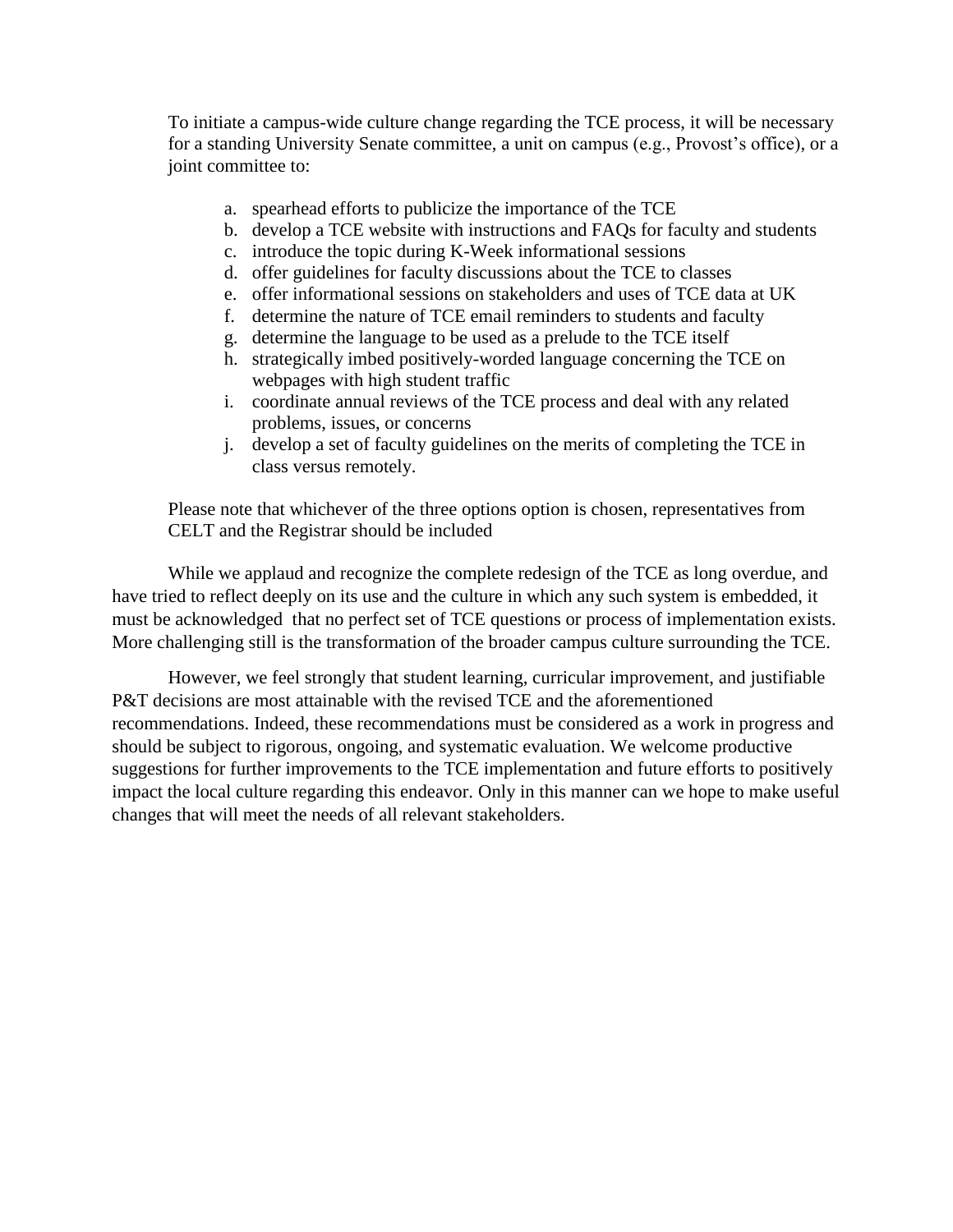To initiate a campus-wide culture change regarding the TCE process, it will be necessary for a standing University Senate committee, a unit on campus (e.g., Provost's office), or a joint committee to:

a. spearhead efforts to publicize the importance of the TCE
b. develop a TCE website with instructions and FAQs for faculty and students
c. introduce the topic during K-Week informational sessions
d. offer guidelines for faculty discussions about the TCE to classes
e. offer informational sessions on stakeholders and uses of TCE data at UK
f. determine the nature of TCE email reminders to students and faculty
g. determine the language to be used as a prelude to the TCE itself
h. strategically imbed positively-worded language concerning the TCE on webpages with high student traffic
i. coordinate annual reviews of the TCE process and deal with any related problems, issues, or concerns
j. develop a set of faculty guidelines on the merits of completing the TCE in class versus remotely.

Please note that whichever of the three options option is chosen, representatives from CELT and the Registrar should be included

While we applaud and recognize the complete redesign of the TCE as long overdue, and have tried to reflect deeply on its use and the culture in which any such system is embedded, it must be acknowledged that no perfect set of TCE questions or process of implementation exists. More challenging still is the transformation of the broader campus culture surrounding the TCE.

However, we feel strongly that student learning, curricular improvement, and justifiable P&T decisions are most attainable with the revised TCE and the aforementioned recommendations. Indeed, these recommendations must be considered as a work in progress and should be subject to rigorous, ongoing, and systematic evaluation. We welcome productive suggestions for further improvements to the TCE implementation and future efforts to positively impact the local culture regarding this endeavor. Only in this manner can we hope to make useful changes that will meet the needs of all relevant stakeholders.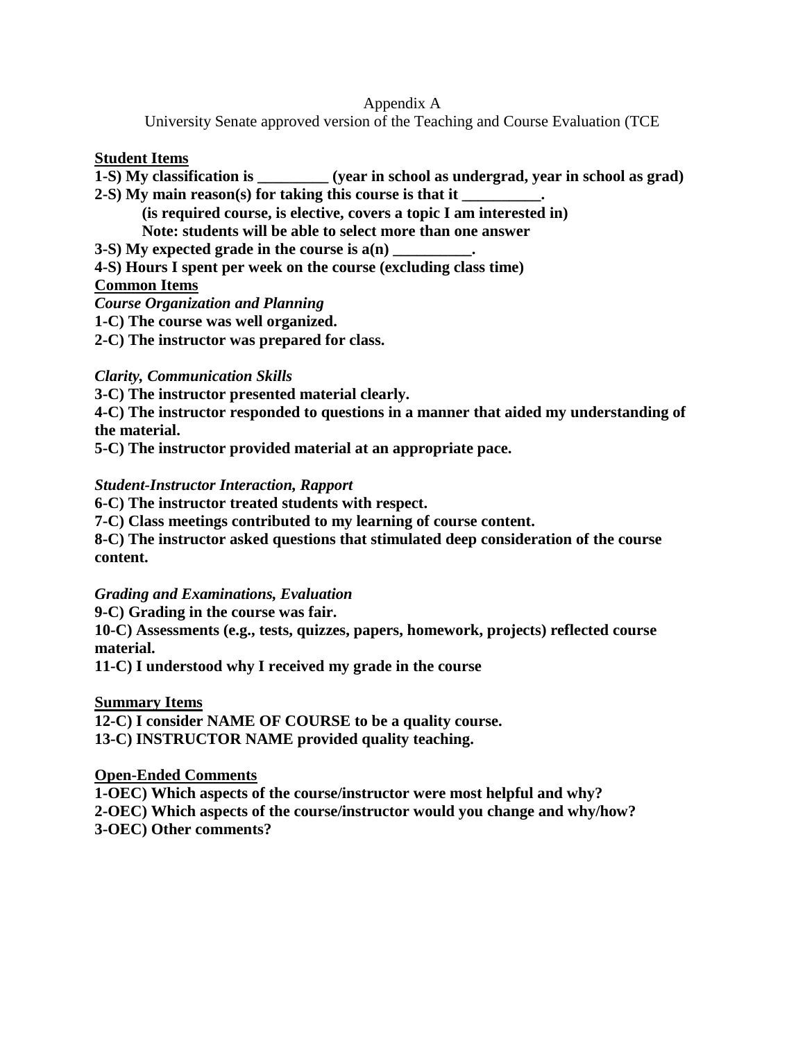Appendix A

University Senate approved version of the Teaching and Course Evaluation (TCE

**Student Items**

**1-S) My classification is _________ (year in school as undergrad, year in school as grad)**

**2-S) My main reason(s) for taking this course is that it __________.**

**(is required course, is elective, covers a topic I am interested in)**

**Note: students will be able to select more than one answer**

**3-S) My expected grade in the course is a(n) __________.**

**4-S) Hours I spent per week on the course (excluding class time)**

**Common Items**

***Course Organization and Planning***

**1-C) The course was well organized.**

**2-C) The instructor was prepared for class.**

***Clarity, Communication Skills***

**3-C) The instructor presented material clearly.**

**4-C) The instructor responded to questions in a manner that aided my understanding of the material.**

**5-C) The instructor provided material at an appropriate pace.**

***Student-Instructor Interaction, Rapport***

**6-C) The instructor treated students with respect.**

**7-C) Class meetings contributed to my learning of course content.**

**8-C) The instructor asked questions that stimulated deep consideration of the course content.**

***Grading and Examinations, Evaluation***

**9-C) Grading in the course was fair.**

**10-C) Assessments (e.g., tests, quizzes, papers, homework, projects) reflected course material.**

**11-C) I understood why I received my grade in the course**

**Summary Items**

**12-C) I consider NAME OF COURSE to be a quality course.**

**13-C) INSTRUCTOR NAME provided quality teaching.**

**Open-Ended Comments**

**1-OEC) Which aspects of the course/instructor were most helpful and why?**

**2-OEC) Which aspects of the course/instructor would you change and why/how?**

**3-OEC) Other comments?**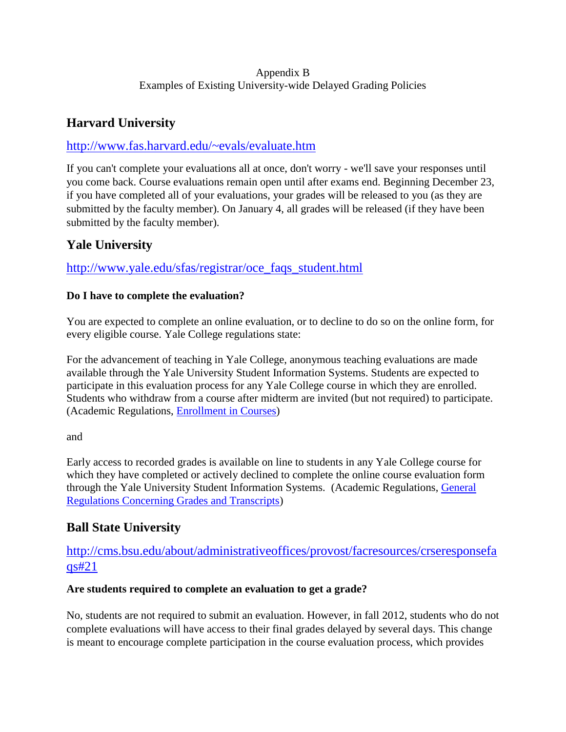Appendix B
Examples of Existing University-wide Delayed Grading Policies

## Harvard University

http://www.fas.harvard.edu/~evals/evaluate.htm

If you can't complete your evaluations all at once, don't worry - we'll save your responses until you come back. Course evaluations remain open until after exams end. Beginning December 23, if you have completed all of your evaluations, your grades will be released to you (as they are submitted by the faculty member). On January 4, all grades will be released (if they have been submitted by the faculty member).

## Yale University

http://www.yale.edu/sfas/registrar/oce_faqs_student.html

**Do I have to complete the evaluation?**

You are expected to complete an online evaluation, or to decline to do so on the online form, for every eligible course. Yale College regulations state:

For the advancement of teaching in Yale College, anonymous teaching evaluations are made available through the Yale University Student Information Systems. Students are expected to participate in this evaluation process for any Yale College course in which they are enrolled. Students who withdraw from a course after midterm are invited (but not required) to participate. (Academic Regulations, Enrollment in Courses)

and

Early access to recorded grades is available on line to students in any Yale College course for which they have completed or actively declined to complete the online course evaluation form through the Yale University Student Information Systems. (Academic Regulations, General Regulations Concerning Grades and Transcripts)

## Ball State University

http://cms.bsu.edu/about/administrativeoffices/provost/facresources/crseresponsefaqs#21

**Are students required to complete an evaluation to get a grade?**

No, students are not required to submit an evaluation. However, in fall 2012, students who do not complete evaluations will have access to their final grades delayed by several days. This change is meant to encourage complete participation in the course evaluation process, which provides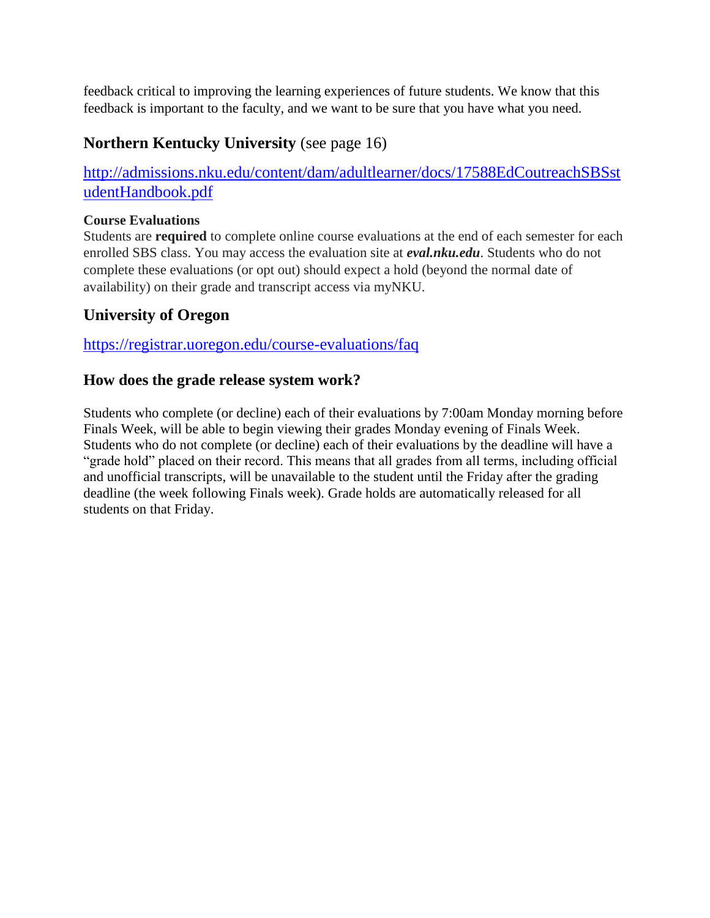feedback critical to improving the learning experiences of future students. We know that this feedback is important to the faculty, and we want to be sure that you have what you need.

## **Northern Kentucky University** (see page 16)

http://admissions.nku.edu/content/dam/adultlearner/docs/17588EdCoutreachSBSstudentHandbook.pdf

**Course Evaluations**
Students are **required** to complete online course evaluations at the end of each semester for each enrolled SBS class. You may access the evaluation site at ***eval.nku.edu***. Students who do not complete these evaluations (or opt out) should expect a hold (beyond the normal date of availability) on their grade and transcript access via myNKU.

## University of Oregon

https://registrar.uoregon.edu/course-evaluations/faq

### How does the grade release system work?

Students who complete (or decline) each of their evaluations by 7:00am Monday morning before Finals Week, will be able to begin viewing their grades Monday evening of Finals Week. Students who do not complete (or decline) each of their evaluations by the deadline will have a "grade hold" placed on their record. This means that all grades from all terms, including official and unofficial transcripts, will be unavailable to the student until the Friday after the grading deadline (the week following Finals week). Grade holds are automatically released for all students on that Friday.